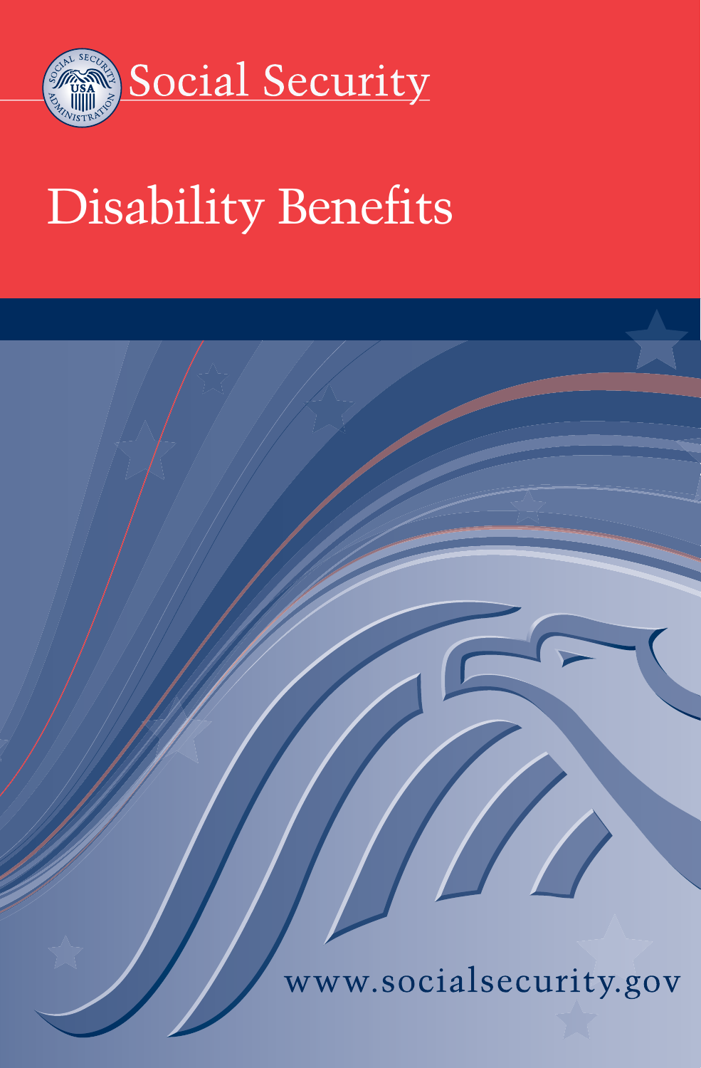Social Security

# Disability Benefits

www.socialsecurity.gov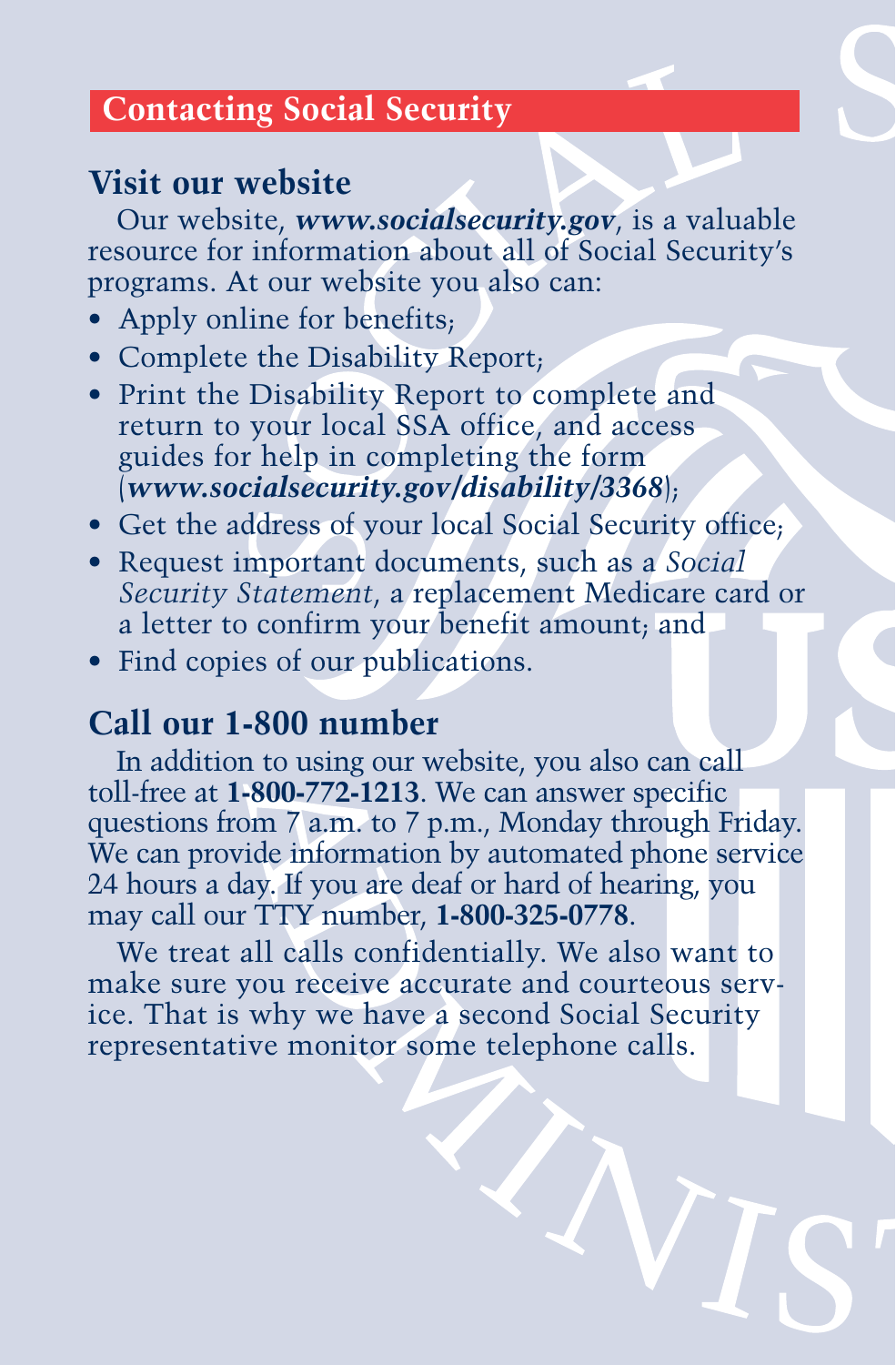## Contacting Social Security

### Visit our website

Our website, ***www.socialsecurity.gov***, is a valuable resource for information about all of Social Security's programs. At our website you also can:

- Apply online for benefits;
- Complete the Disability Report;
- Print the Disability Report to complete and return to your local SSA office, and access guides for help in completing the form (***www.socialsecurity.gov/disability/3368***);
- Get the address of your local Social Security office;
- Request important documents, such as a *Social Security Statement*, a replacement Medicare card or a letter to confirm your benefit amount; and
- Find copies of our publications.

### Call our 1-800 number

In addition to using our website, you also can call toll-free at **1-800-772-1213**. We can answer specific questions from 7 a.m. to 7 p.m., Monday through Friday. We can provide information by automated phone service 24 hours a day. If you are deaf or hard of hearing, you may call our TTY number, **1-800-325-0778**.

We treat all calls confidentially. We also want to make sure you receive accurate and courteous service. That is why we have a second Social Security representative monitor some telephone calls.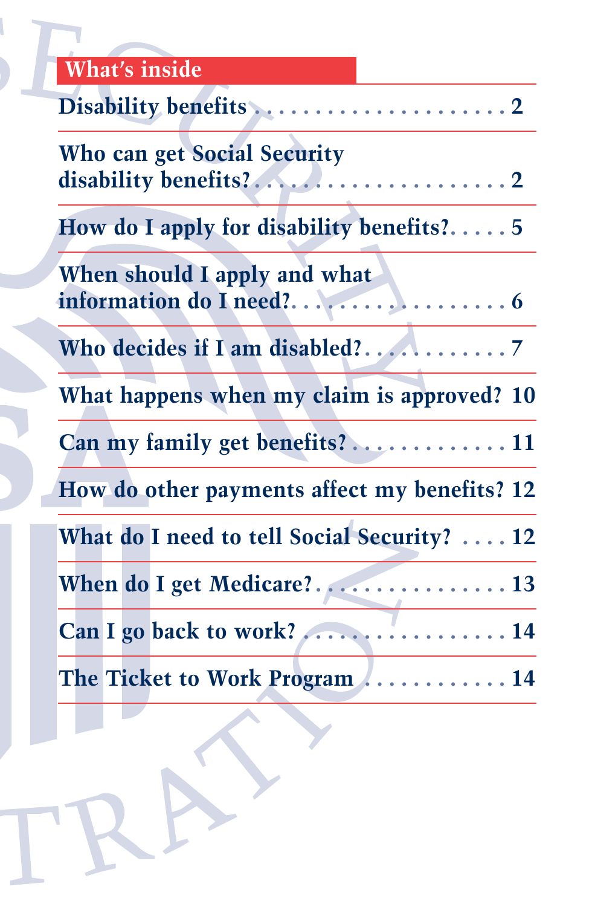## What's inside

| | |
|---|---|
| **Disability benefits** | **2** |
| **Who can get Social Security disability benefits?** | **2** |
| **How do I apply for disability benefits?** | **5** |
| **When should I apply and what information do I need?** | **6** |
| **Who decides if I am disabled?** | **7** |
| **What happens when my claim is approved?** | **10** |
| **Can my family get benefits?** | **11** |
| **How do other payments affect my benefits?** | **12** |
| **What do I need to tell Social Security?** | **12** |
| **When do I get Medicare?** | **13** |
| **Can I go back to work?** | **14** |
| **The Ticket to Work Program** | **14** |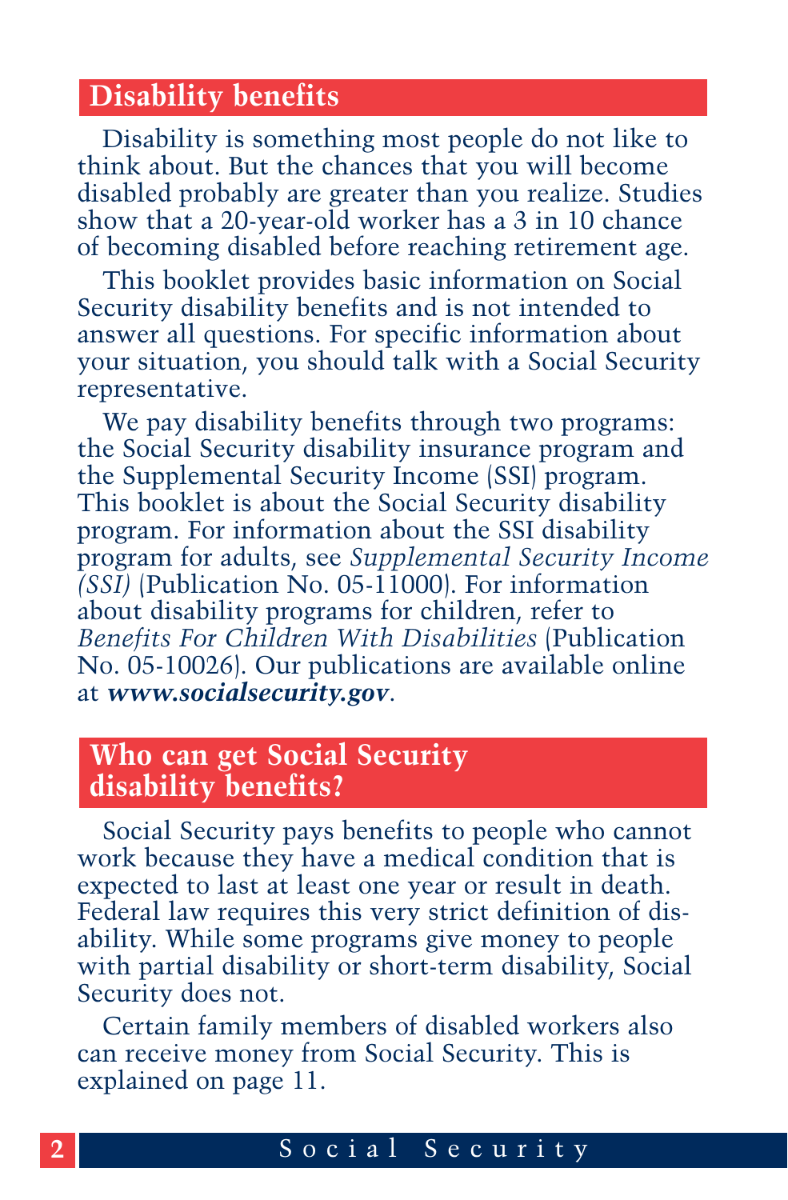## Disability benefits

Disability is something most people do not like to think about. But the chances that you will become disabled probably are greater than you realize. Studies show that a 20-year-old worker has a 3 in 10 chance of becoming disabled before reaching retirement age.

This booklet provides basic information on Social Security disability benefits and is not intended to answer all questions. For specific information about your situation, you should talk with a Social Security representative.

We pay disability benefits through two programs: the Social Security disability insurance program and the Supplemental Security Income (SSI) program. This booklet is about the Social Security disability program. For information about the SSI disability program for adults, see *Supplemental Security Income (SSI)* (Publication No. 05-11000). For information about disability programs for children, refer to *Benefits For Children With Disabilities* (Publication No. 05-10026). Our publications are available online at ***www.socialsecurity.gov***.

## Who can get Social Security disability benefits?

Social Security pays benefits to people who cannot work because they have a medical condition that is expected to last at least one year or result in death. Federal law requires this very strict definition of disability. While some programs give money to people with partial disability or short-term disability, Social Security does not.

Certain family members of disabled workers also can receive money from Social Security. This is explained on page 11.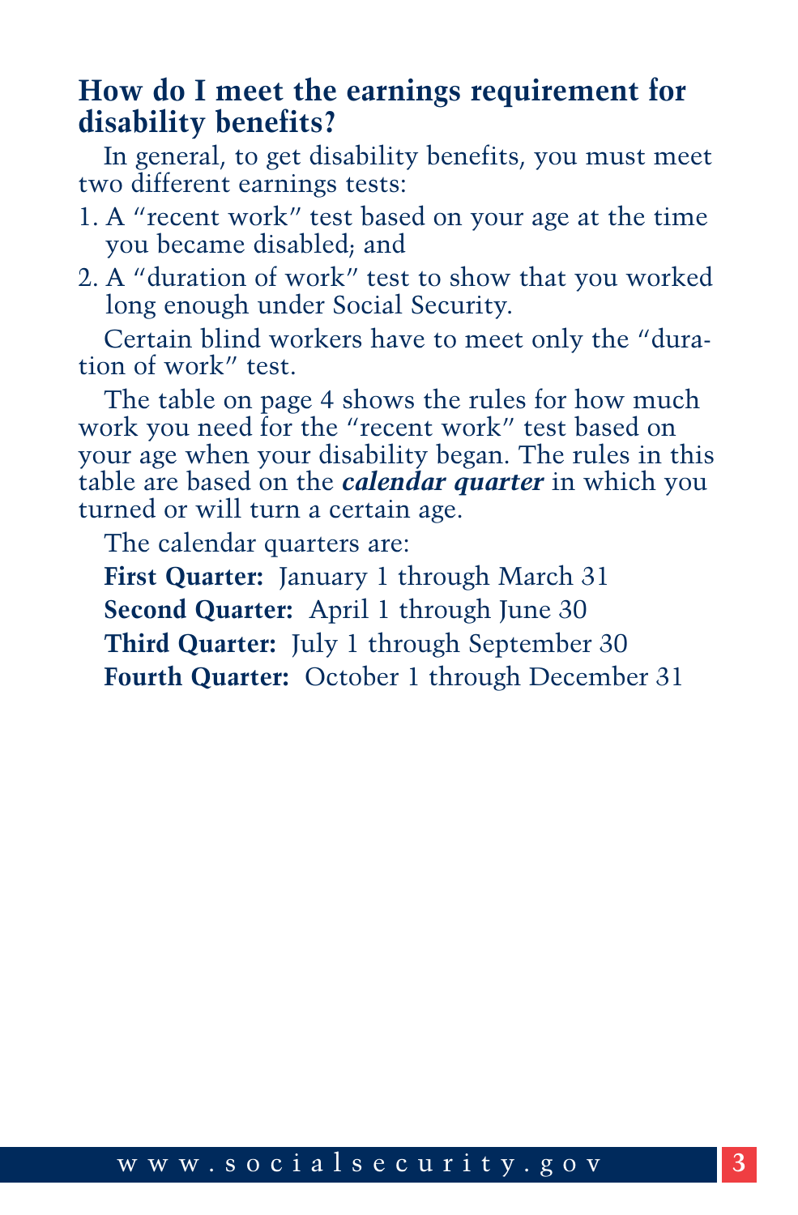## How do I meet the earnings requirement for disability benefits?

In general, to get disability benefits, you must meet two different earnings tests:

1. A "recent work" test based on your age at the time you became disabled; and
2. A "duration of work" test to show that you worked long enough under Social Security.

Certain blind workers have to meet only the "duration of work" test.

The table on page 4 shows the rules for how much work you need for the "recent work" test based on your age when your disability began. The rules in this table are based on the ***calendar quarter*** in which you turned or will turn a certain age.

The calendar quarters are:

**First Quarter:** January 1 through March 31

**Second Quarter:** April 1 through June 30

**Third Quarter:** July 1 through September 30

**Fourth Quarter:** October 1 through December 31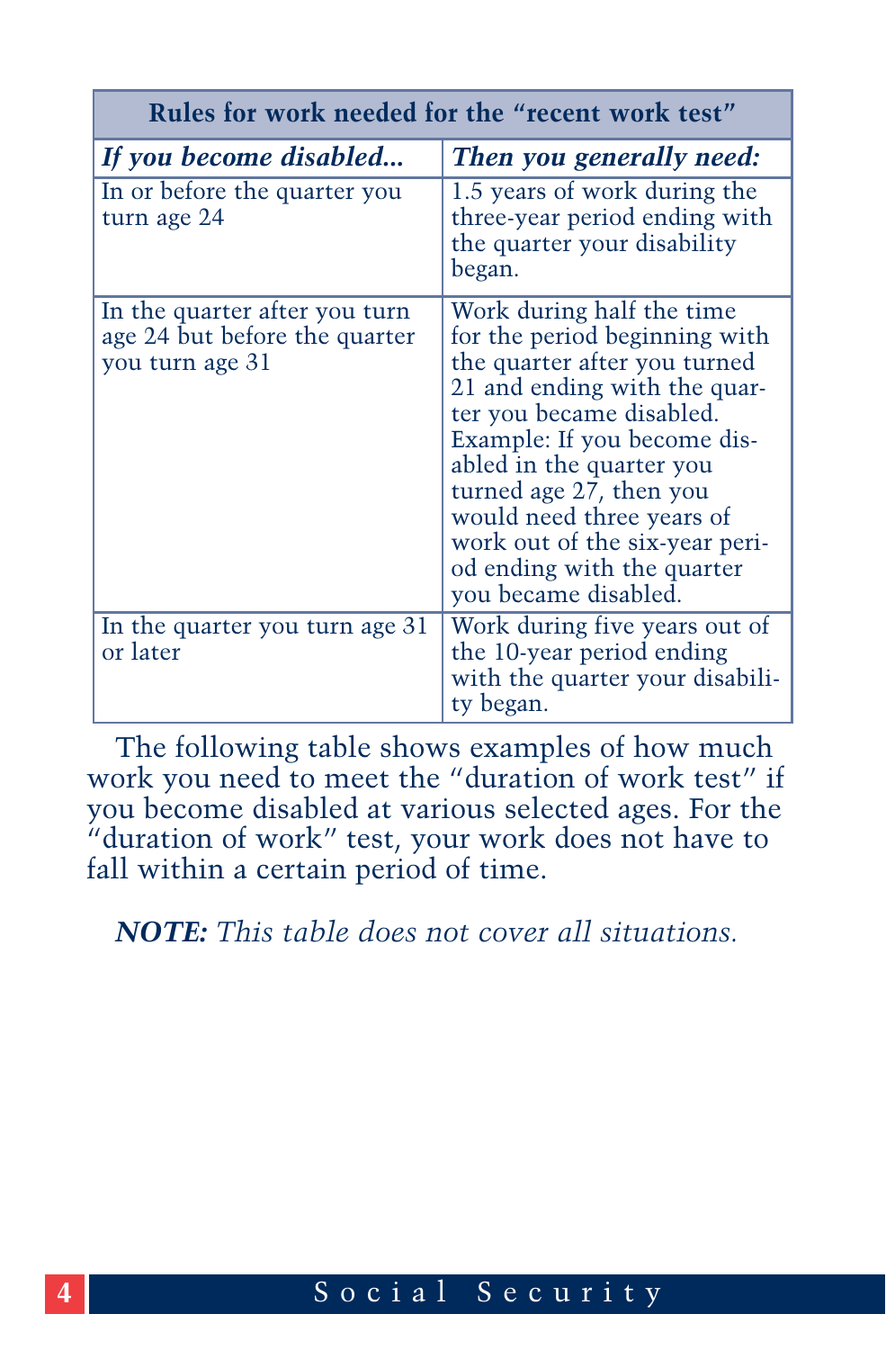| Rules for work needed for the "recent work test" | |
|---|---|
| ***If you become disabled...*** | ***Then you generally need:*** |
| In or before the quarter you turn age 24 | 1.5 years of work during the three-year period ending with the quarter your disability began. |
| In the quarter after you turn age 24 but before the quarter you turn age 31 | Work during half the time for the period beginning with the quarter after you turned 21 and ending with the quarter you became disabled. Example: If you become disabled in the quarter you turned age 27, then you would need three years of work out of the six-year period ending with the quarter you became disabled. |
| In the quarter you turn age 31 or later | Work during five years out of the 10-year period ending with the quarter your disability began. |

The following table shows examples of how much work you need to meet the "duration of work test" if you become disabled at various selected ages. For the "duration of work" test, your work does not have to fall within a certain period of time.

***NOTE:*** *This table does not cover all situations.*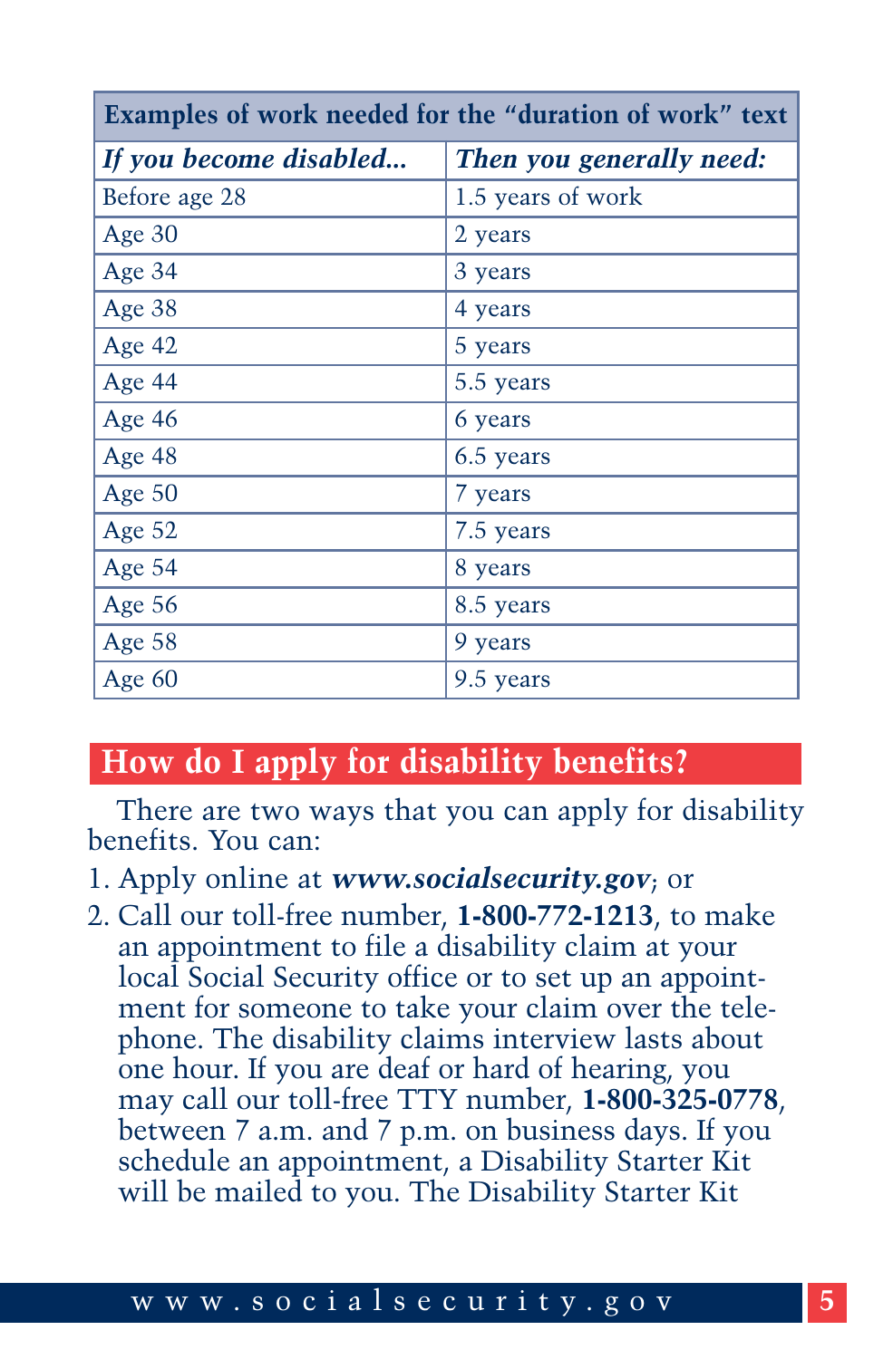| Examples of work needed for the "duration of work" text | |
|---|---|
| ***If you become disabled...*** | ***Then you generally need:*** |
| Before age 28 | 1.5 years of work |
| Age 30 | 2 years |
| Age 34 | 3 years |
| Age 38 | 4 years |
| Age 42 | 5 years |
| Age 44 | 5.5 years |
| Age 46 | 6 years |
| Age 48 | 6.5 years |
| Age 50 | 7 years |
| Age 52 | 7.5 years |
| Age 54 | 8 years |
| Age 56 | 8.5 years |
| Age 58 | 9 years |
| Age 60 | 9.5 years |

## How do I apply for disability benefits?

There are two ways that you can apply for disability benefits. You can:

1. Apply online at ***www.socialsecurity.gov***; or
2. Call our toll-free number, **1-800-772-1213**, to make an appointment to file a disability claim at your local Social Security office or to set up an appointment for someone to take your claim over the telephone. The disability claims interview lasts about one hour. If you are deaf or hard of hearing, you may call our toll-free TTY number, **1-800-325-0778**, between 7 a.m. and 7 p.m. on business days. If you schedule an appointment, a Disability Starter Kit will be mailed to you. The Disability Starter Kit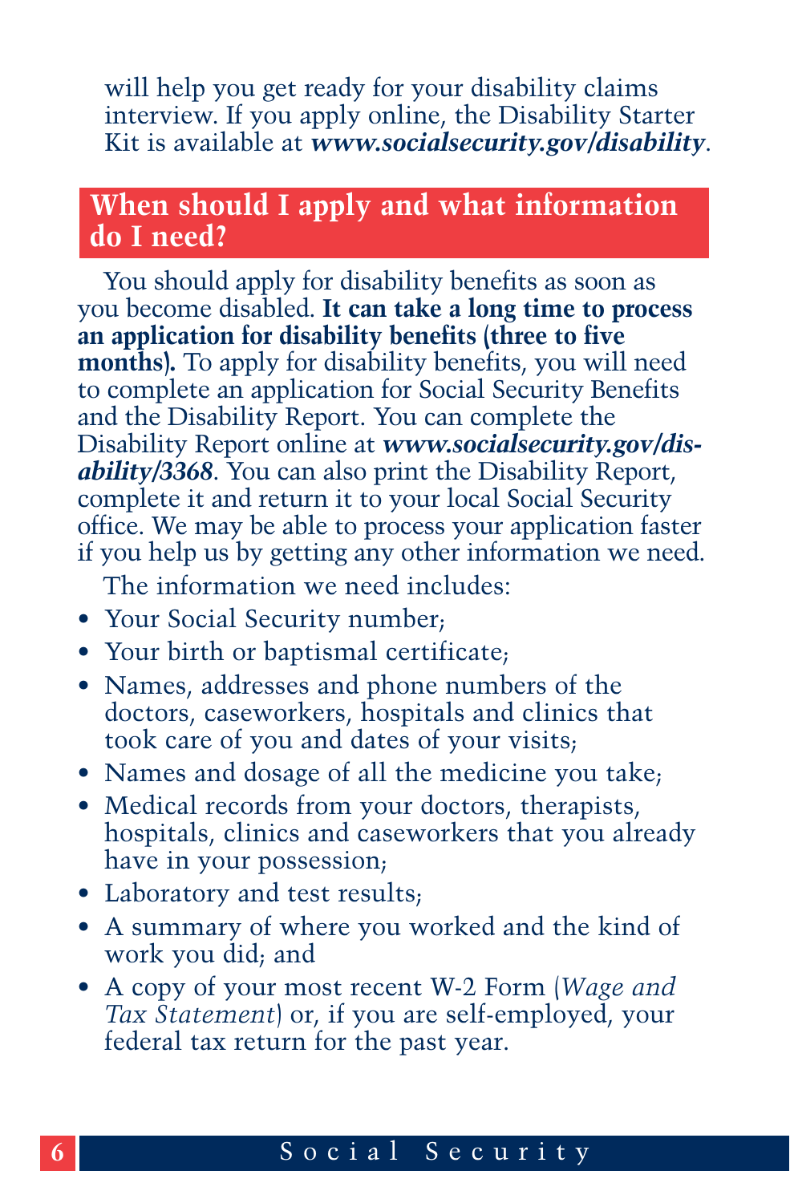will help you get ready for your disability claims interview. If you apply online, the Disability Starter Kit is available at ***www.socialsecurity.gov/disability***.

## When should I apply and what information do I need?

You should apply for disability benefits as soon as you become disabled. **It can take a long time to process an application for disability benefits (three to five months).** To apply for disability benefits, you will need to complete an application for Social Security Benefits and the Disability Report. You can complete the Disability Report online at ***www.socialsecurity.gov/disability/3368***. You can also print the Disability Report, complete it and return it to your local Social Security office. We may be able to process your application faster if you help us by getting any other information we need.

The information we need includes:

- Your Social Security number;
- Your birth or baptismal certificate;
- Names, addresses and phone numbers of the doctors, caseworkers, hospitals and clinics that took care of you and dates of your visits;
- Names and dosage of all the medicine you take;
- Medical records from your doctors, therapists, hospitals, clinics and caseworkers that you already have in your possession;
- Laboratory and test results;
- A summary of where you worked and the kind of work you did; and
- A copy of your most recent W-2 Form (*Wage and Tax Statement*) or, if you are self-employed, your federal tax return for the past year.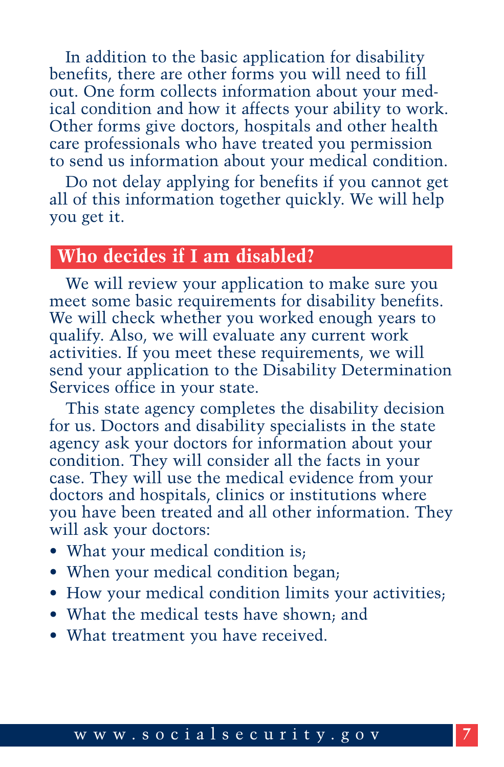In addition to the basic application for disability benefits, there are other forms you will need to fill out. One form collects information about your medical condition and how it affects your ability to work. Other forms give doctors, hospitals and other health care professionals who have treated you permission to send us information about your medical condition.

Do not delay applying for benefits if you cannot get all of this information together quickly. We will help you get it.

## Who decides if I am disabled?

We will review your application to make sure you meet some basic requirements for disability benefits. We will check whether you worked enough years to qualify. Also, we will evaluate any current work activities. If you meet these requirements, we will send your application to the Disability Determination Services office in your state.

This state agency completes the disability decision for us. Doctors and disability specialists in the state agency ask your doctors for information about your condition. They will consider all the facts in your case. They will use the medical evidence from your doctors and hospitals, clinics or institutions where you have been treated and all other information. They will ask your doctors:

- What your medical condition is;
- When your medical condition began;
- How your medical condition limits your activities;
- What the medical tests have shown; and
- What treatment you have received.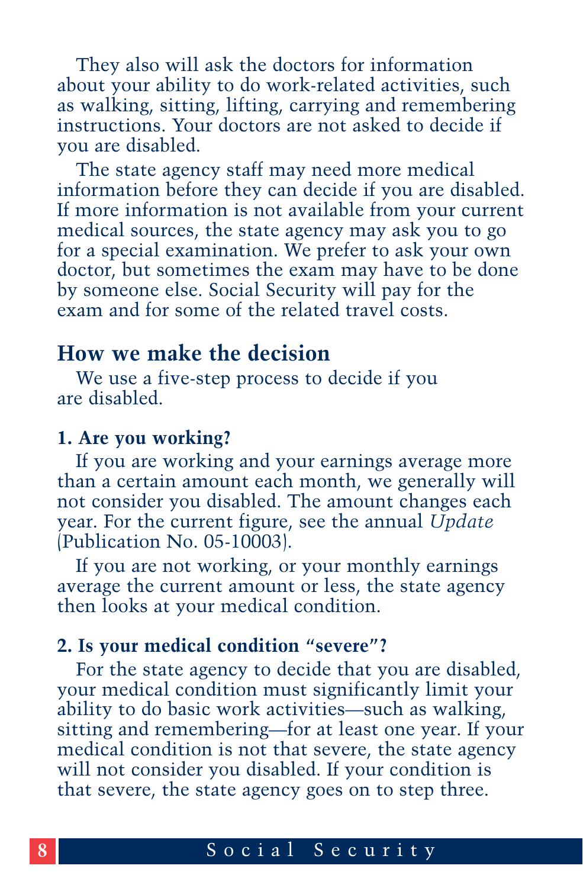They also will ask the doctors for information about your ability to do work-related activities, such as walking, sitting, lifting, carrying and remembering instructions. Your doctors are not asked to decide if you are disabled.

The state agency staff may need more medical information before they can decide if you are disabled. If more information is not available from your current medical sources, the state agency may ask you to go for a special examination. We prefer to ask your own doctor, but sometimes the exam may have to be done by someone else. Social Security will pay for the exam and for some of the related travel costs.

## How we make the decision

We use a five-step process to decide if you are disabled.

### 1. Are you working?

If you are working and your earnings average more than a certain amount each month, we generally will not consider you disabled. The amount changes each year. For the current figure, see the annual *Update* (Publication No. 05-10003).

If you are not working, or your monthly earnings average the current amount or less, the state agency then looks at your medical condition.

### 2. Is your medical condition "severe"?

For the state agency to decide that you are disabled, your medical condition must significantly limit your ability to do basic work activities—such as walking, sitting and remembering—for at least one year. If your medical condition is not that severe, the state agency will not consider you disabled. If your condition is that severe, the state agency goes on to step three.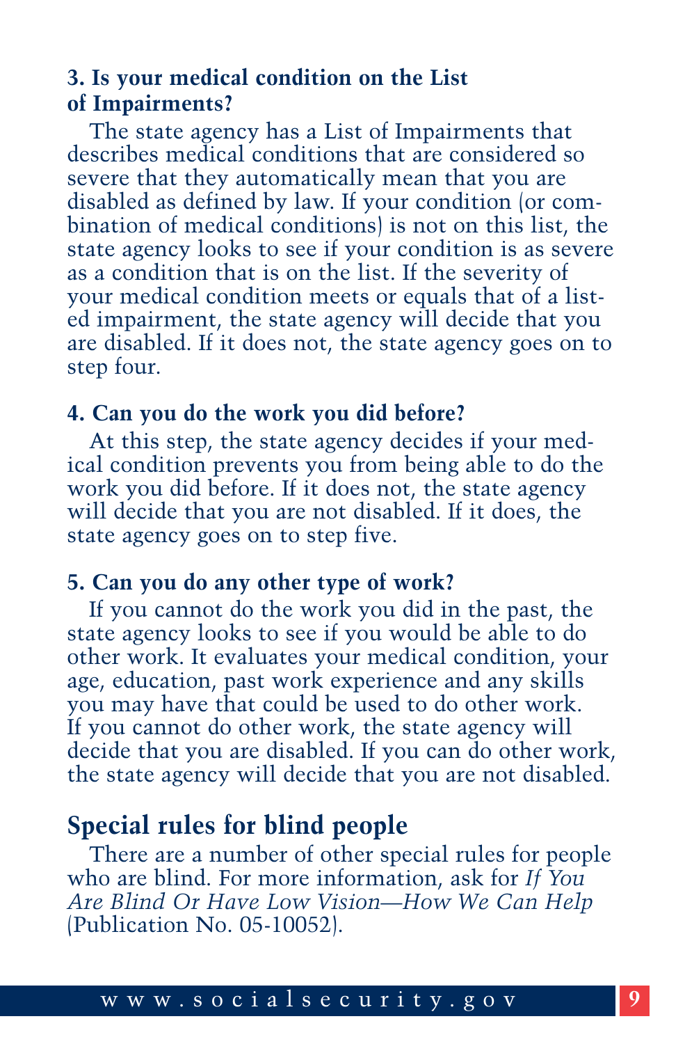### 3. Is your medical condition on the List of Impairments?

The state agency has a List of Impairments that describes medical conditions that are considered so severe that they automatically mean that you are disabled as defined by law. If your condition (or combination of medical conditions) is not on this list, the state agency looks to see if your condition is as severe as a condition that is on the list. If the severity of your medical condition meets or equals that of a listed impairment, the state agency will decide that you are disabled. If it does not, the state agency goes on to step four.

### 4. Can you do the work you did before?

At this step, the state agency decides if your medical condition prevents you from being able to do the work you did before. If it does not, the state agency will decide that you are not disabled. If it does, the state agency goes on to step five.

### 5. Can you do any other type of work?

If you cannot do the work you did in the past, the state agency looks to see if you would be able to do other work. It evaluates your medical condition, your age, education, past work experience and any skills you may have that could be used to do other work. If you cannot do other work, the state agency will decide that you are disabled. If you can do other work, the state agency will decide that you are not disabled.

## Special rules for blind people

There are a number of other special rules for people who are blind. For more information, ask for *If You Are Blind Or Have Low Vision—How We Can Help* (Publication No. 05-10052).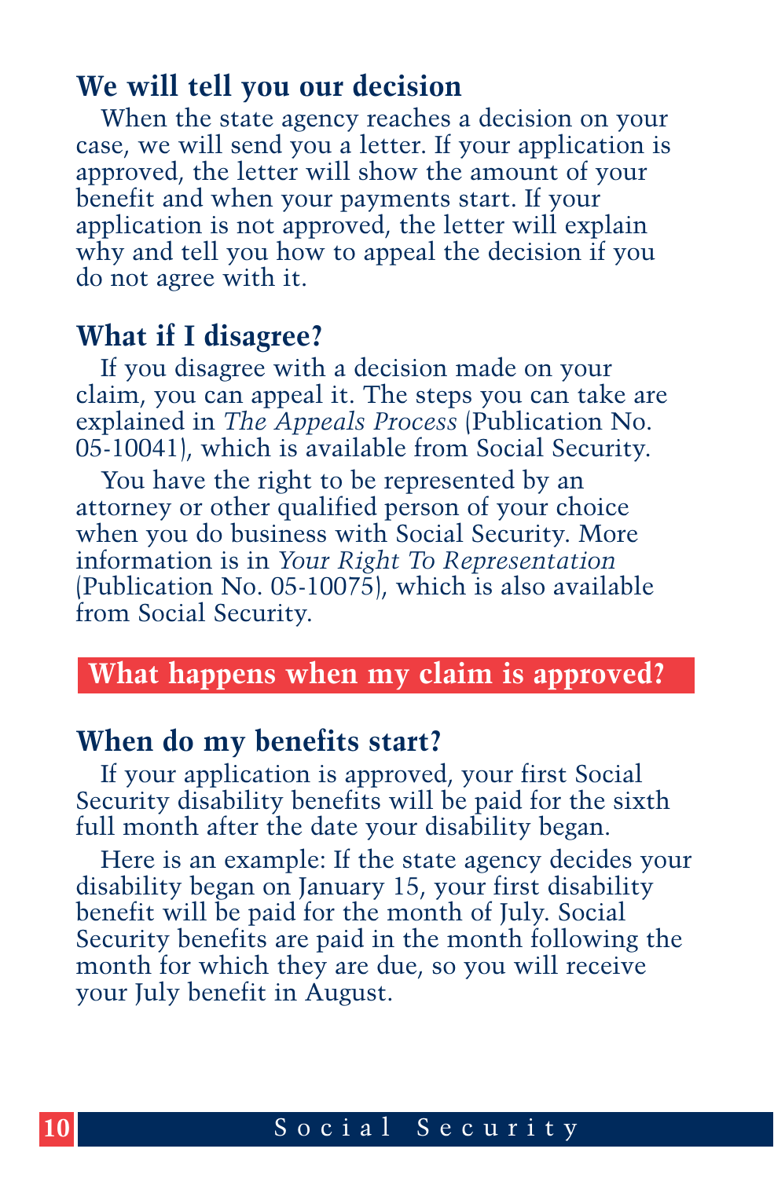### We will tell you our decision

When the state agency reaches a decision on your case, we will send you a letter. If your application is approved, the letter will show the amount of your benefit and when your payments start. If your application is not approved, the letter will explain why and tell you how to appeal the decision if you do not agree with it.

### What if I disagree?

If you disagree with a decision made on your claim, you can appeal it. The steps you can take are explained in *The Appeals Process* (Publication No. 05-10041), which is available from Social Security.

You have the right to be represented by an attorney or other qualified person of your choice when you do business with Social Security. More information is in *Your Right To Representation* (Publication No. 05-10075), which is also available from Social Security.

## What happens when my claim is approved?

### When do my benefits start?

If your application is approved, your first Social Security disability benefits will be paid for the sixth full month after the date your disability began.

Here is an example: If the state agency decides your disability began on January 15, your first disability benefit will be paid for the month of July. Social Security benefits are paid in the month following the month for which they are due, so you will receive your July benefit in August.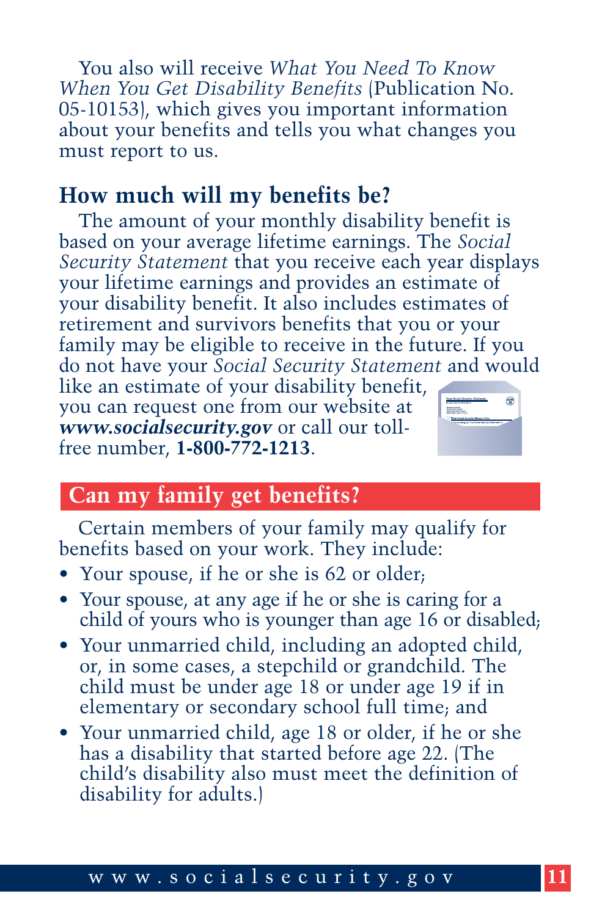You also will receive *What You Need To Know When You Get Disability Benefits* (Publication No. 05-10153), which gives you important information about your benefits and tells you what changes you must report to us.

## How much will my benefits be?

The amount of your monthly disability benefit is based on your average lifetime earnings. The *Social Security Statement* that you receive each year displays your lifetime earnings and provides an estimate of your disability benefit. It also includes estimates of retirement and survivors benefits that you or your family may be eligible to receive in the future. If you do not have your *Social Security Statement* and would like an estimate of your disability benefit, you can request one from our website at ***www.socialsecurity.gov*** or call our toll-free number, **1-800-772-1213**.

## Can my family get benefits?

Certain members of your family may qualify for benefits based on your work. They include:

- Your spouse, if he or she is 62 or older;
- Your spouse, at any age if he or she is caring for a child of yours who is younger than age 16 or disabled;
- Your unmarried child, including an adopted child, or, in some cases, a stepchild or grandchild. The child must be under age 18 or under age 19 if in elementary or secondary school full time; and
- Your unmarried child, age 18 or older, if he or she has a disability that started before age 22. (The child's disability also must meet the definition of disability for adults.)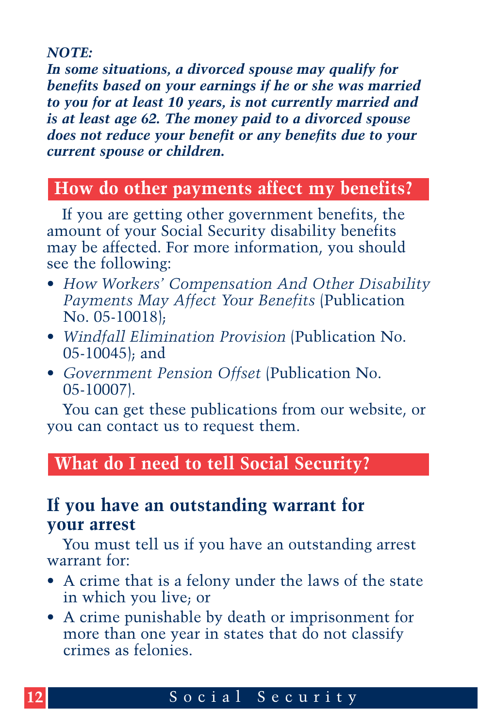***NOTE:***
***In some situations, a divorced spouse may qualify for benefits based on your earnings if he or she was married to you for at least 10 years, is not currently married and is at least age 62. The money paid to a divorced spouse does not reduce your benefit or any benefits due to your current spouse or children.***

## How do other payments affect my benefits?

If you are getting other government benefits, the amount of your Social Security disability benefits may be affected. For more information, you should see the following:

- *How Workers' Compensation And Other Disability Payments May Affect Your Benefits* (Publication No. 05-10018);
- *Windfall Elimination Provision* (Publication No. 05-10045); and
- *Government Pension Offset* (Publication No. 05-10007).

You can get these publications from our website, or you can contact us to request them.

## What do I need to tell Social Security?

### If you have an outstanding warrant for your arrest

You must tell us if you have an outstanding arrest warrant for:

- A crime that is a felony under the laws of the state in which you live; or
- A crime punishable by death or imprisonment for more than one year in states that do not classify crimes as felonies.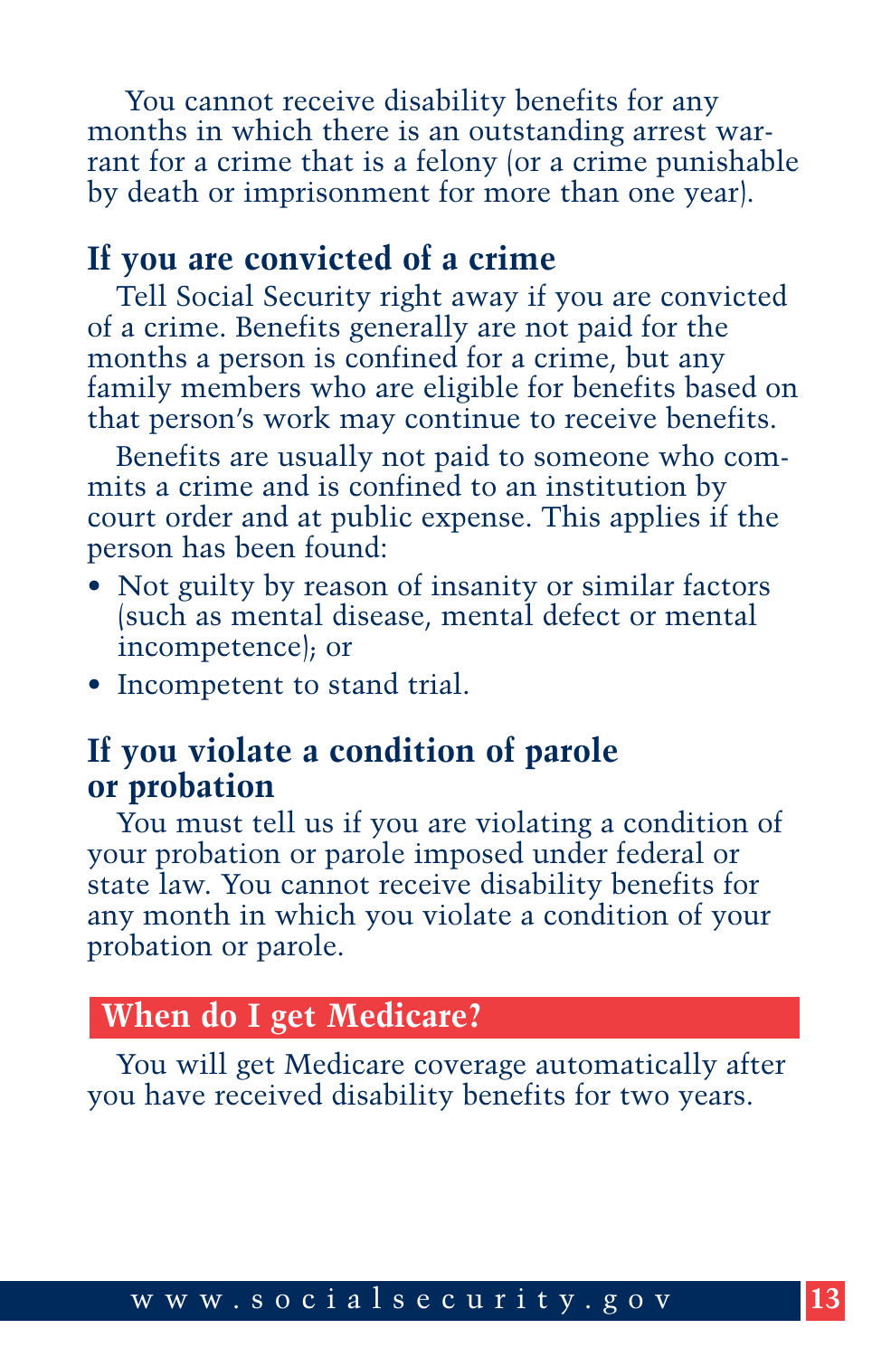You cannot receive disability benefits for any months in which there is an outstanding arrest warrant for a crime that is a felony (or a crime punishable by death or imprisonment for more than one year).

### If you are convicted of a crime

Tell Social Security right away if you are convicted of a crime. Benefits generally are not paid for the months a person is confined for a crime, but any family members who are eligible for benefits based on that person's work may continue to receive benefits.

Benefits are usually not paid to someone who commits a crime and is confined to an institution by court order and at public expense. This applies if the person has been found:

- Not guilty by reason of insanity or similar factors (such as mental disease, mental defect or mental incompetence); or
- Incompetent to stand trial.

### If you violate a condition of parole or probation

You must tell us if you are violating a condition of your probation or parole imposed under federal or state law. You cannot receive disability benefits for any month in which you violate a condition of your probation or parole.

## When do I get Medicare?

You will get Medicare coverage automatically after you have received disability benefits for two years.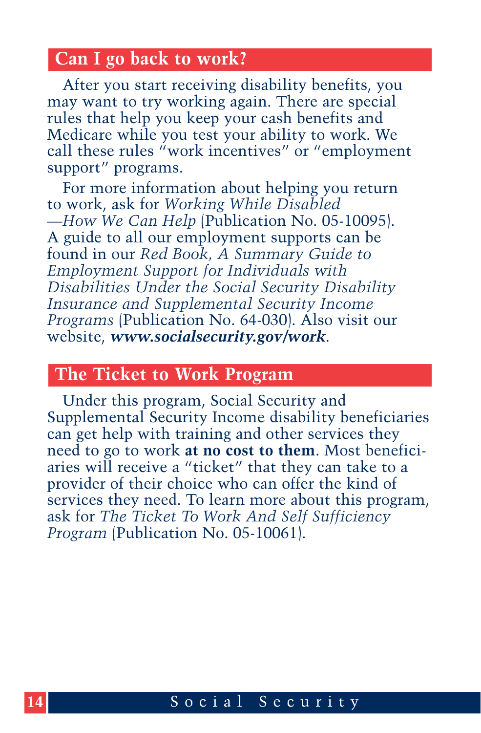## Can I go back to work?

After you start receiving disability benefits, you may want to try working again. There are special rules that help you keep your cash benefits and Medicare while you test your ability to work. We call these rules "work incentives" or "employment support" programs.

For more information about helping you return to work, ask for *Working While Disabled —How We Can Help* (Publication No. 05-10095). A guide to all our employment supports can be found in our *Red Book, A Summary Guide to Employment Support for Individuals with Disabilities Under the Social Security Disability Insurance and Supplemental Security Income Programs* (Publication No. 64-030). Also visit our website, ***www.socialsecurity.gov/work***.

## The Ticket to Work Program

Under this program, Social Security and Supplemental Security Income disability beneficiaries can get help with training and other services they need to go to work **at no cost to them**. Most beneficiaries will receive a "ticket" that they can take to a provider of their choice who can offer the kind of services they need. To learn more about this program, ask for *The Ticket To Work And Self Sufficiency Program* (Publication No. 05-10061).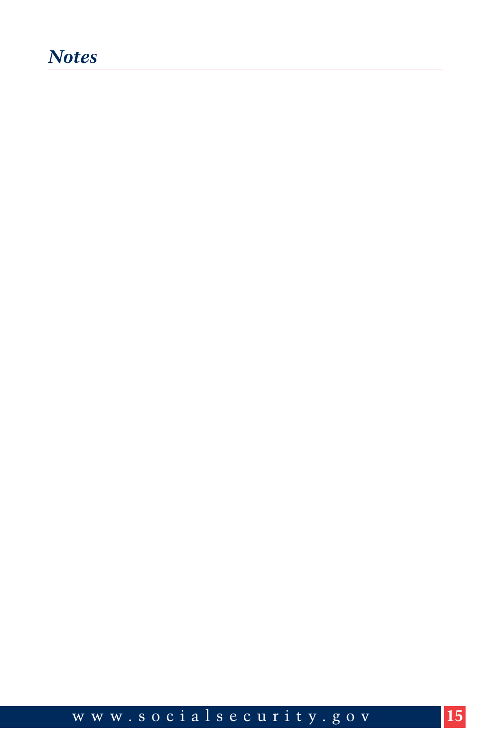## *Notes*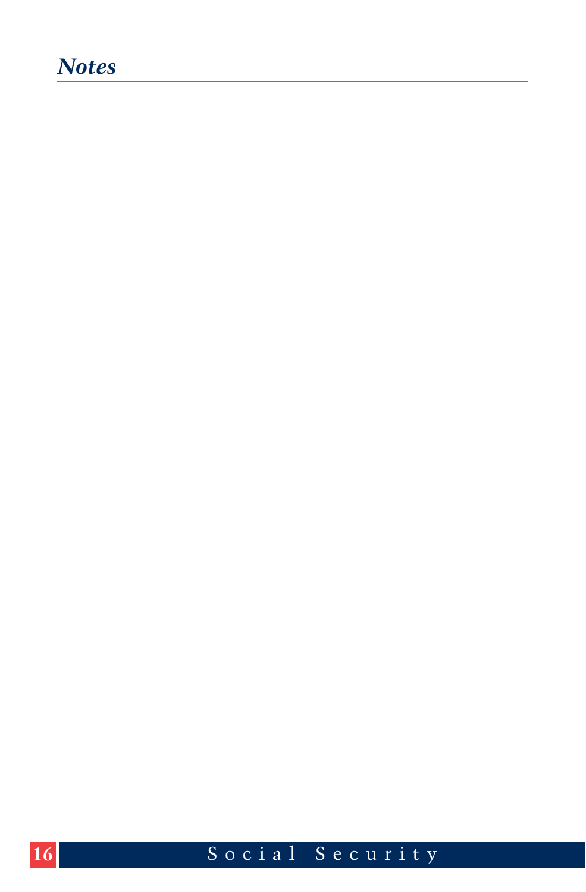## *Notes*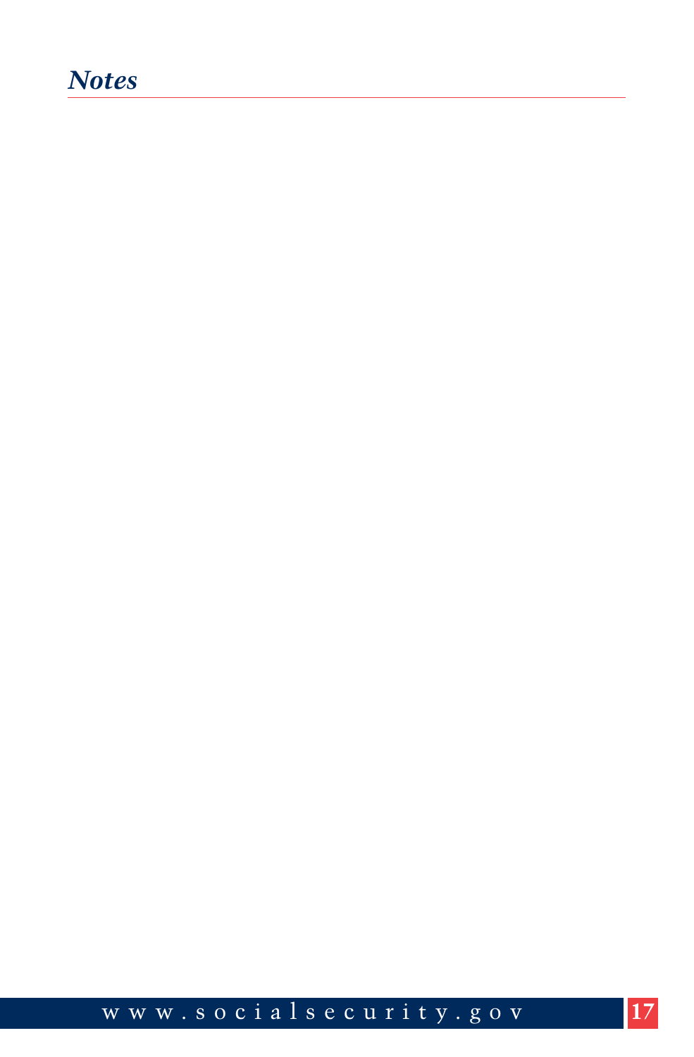## *Notes*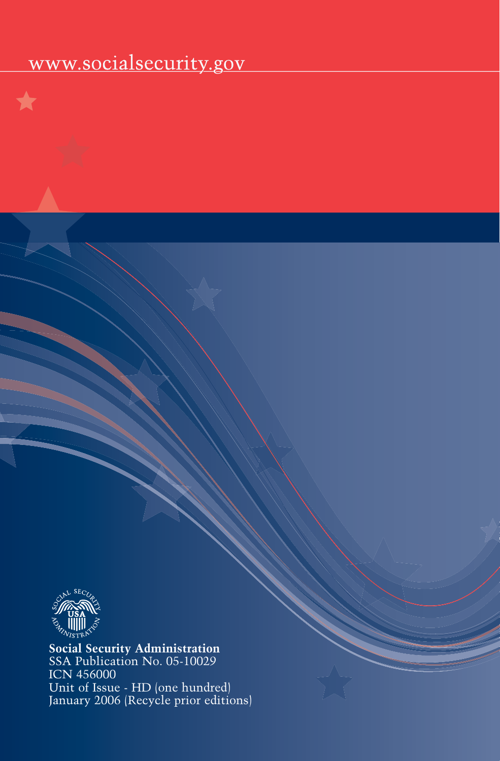www.socialsecurity.gov

**Social Security Administration**
SSA Publication No. 05-10029
ICN 456000
Unit of Issue - HD (one hundred)
January 2006 (Recycle prior editions)